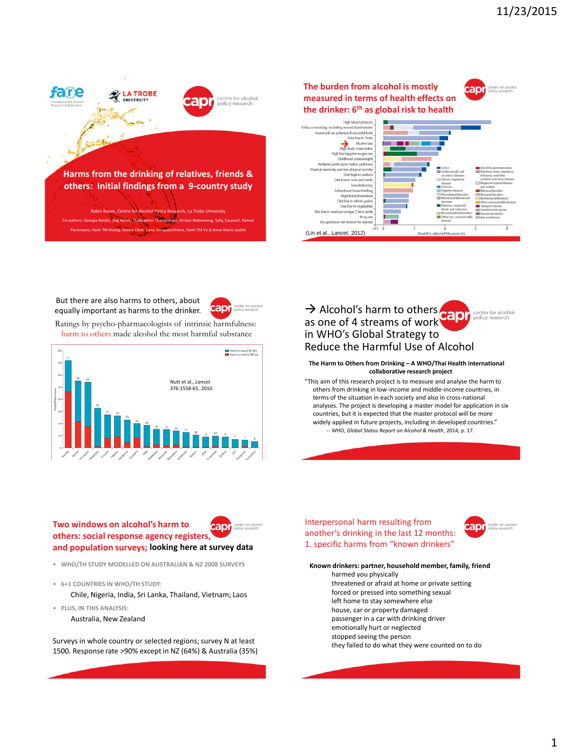## Harms from the drinking of relatives, friends & others: Initial findings from a 9-country study

Robin Room, Centre for Alcohol Policy Research, La Trobe University

Co-authors: Georgia Rankin, Dag Rekve, Thaksaphon Thamarangsi, Orratai Waleewong, Sally, Casswell, Ramon Florenzano, Hanh TM Hoang, Isidore Obot, Lamy Siengsounthone, Hanh TM Vu & Anne-Marie Laslett

---

## The burden from alcohol is mostly measured in terms of health effects on the drinker: 6th as global risk to health

(Lin et al., *Lancet*, 2012)

---

But there are also harms to others, about equally important as harms to the drinker.

Ratings by psycho-pharmacologists of intrinsic harmfulness: harm to others made alcohol the most harmful substance

Nutt et al., *Lancet* 376:1558-65, 2010.

---

## → Alcohol's harm to others as one of 4 streams of work in WHO's Global Strategy to Reduce the Harmful Use of Alcohol

**The Harm to Others from Drinking – A WHO/Thai Health international collaborative research project**

"This aim of this research project is to measure and analyse the harm to others from drinking in low-income and middle-income countries, in terms of the situation in each society and also in cross-national analyses. The project is developing a master model for application in six countries, but it is expected that the master protocol will be more widely applied in future projects, including in developed countries."

-- WHO, *Global Status Report on Alcohol & Health*, 2014, p. 17.

---

## Two windows on alcohol's harm to others: social response agency registers, and population surveys; looking here at survey data

- WHO/TH STUDY MODELLED ON AUSTRALIAN & NZ 2008 SURVEYS
- 6+1 COUNTRIES IN WHO/TH STUDY:
  Chile, Nigeria, India, Sri Lanka, Thailand, Vietnam; Laos
- PLUS, IN THIS ANALYSIS:
  Australia, New Zealand

Surveys in whole country or selected regions; survey N at least 1500. Response rate >90% except in NZ (64%) & Australia (35%)

---

## Interpersonal harm resulting from another's drinking in the last 12 months: 1. specific harms from "known drinkers"

**Known drinkers: partner, household member, family, friend**

- harmed you physically
- threatened or afraid at home or private setting
- forced or pressed into something sexual
- left home to stay somewhere else
- house, car or property damaged
- passenger in a car with drinking driver
- emotionally hurt or neglected
- stopped seeing the person
- they failed to do what they were counted on to do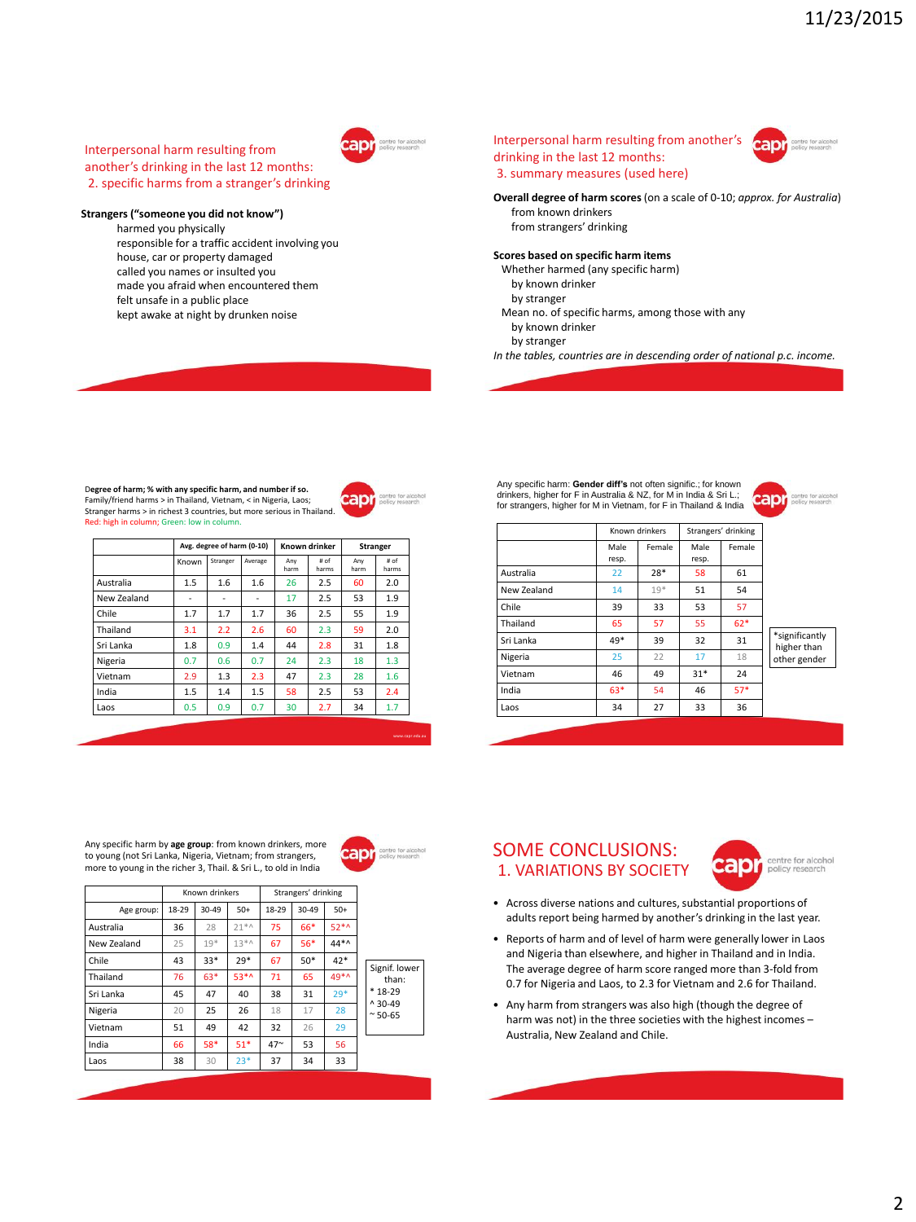## Interpersonal harm resulting from another's drinking in the last 12 months: 2. specific harms from a stranger's drinking

**Strangers ("someone you did not know")**

- harmed you physically
- responsible for a traffic accident involving you
- house, car or property damaged
- called you names or insulted you
- made you afraid when encountered them
- felt unsafe in a public place
- kept awake at night by drunken noise

## Interpersonal harm resulting from another's drinking in the last 12 months: 3. summary measures (used here)

**Overall degree of harm scores** (on a scale of 0-10; *approx. for Australia*)

- from known drinkers
- from strangers' drinking

**Scores based on specific harm items**

- Whether harmed (any specific harm)
  - by known drinker
  - by stranger
- Mean no. of specific harms, among those with any
  - by known drinker
  - by stranger

*In the tables, countries are in descending order of national p.c. income.*

**Degree of harm; % with any specific harm, and number if so.**
Family/friend harms > in Thailand, Vietnam, < in Nigeria, Laos;
Stranger harms > in richest 3 countries, but more serious in Thailand.
Red: high in column; Green: low in column.

| | Avg. degree of harm (0-10) | | | Known drinker | | Stranger | |
|---|---|---|---|---|---|---|---|
| | Known | Stranger | Average | Any harm | # of harms | Any harm | # of harms |
| Australia | 1.5 | 1.6 | 1.6 | 26 | 2.5 | 60 | 2.0 |
| New Zealand | - | - | - | 17 | 2.5 | 53 | 1.9 |
| Chile | 1.7 | 1.7 | 1.7 | 36 | 2.5 | 55 | 1.9 |
| Thailand | 3.1 | 2.2 | 2.6 | 60 | 2.3 | 59 | 2.0 |
| Sri Lanka | 1.8 | 0.9 | 1.4 | 44 | 2.8 | 31 | 1.8 |
| Nigeria | 0.7 | 0.6 | 0.7 | 24 | 2.3 | 18 | 1.3 |
| Vietnam | 2.9 | 1.3 | 2.3 | 47 | 2.3 | 28 | 1.6 |
| India | 1.5 | 1.4 | 1.5 | 58 | 2.5 | 53 | 2.4 |
| Laos | 0.5 | 0.9 | 0.7 | 30 | 2.7 | 34 | 1.7 |

Any specific harm: **Gender diff's** not often signific.; for known drinkers, higher for F in Australia & NZ, for M in India & Sri L.; for strangers, higher for M in Vietnam, for F in Thailand & India

| | Known drinkers | | Strangers' drinking | |
|---|---|---|---|---|
| | Male resp. | Female | Male resp. | Female |
| Australia | 22 | 28* | 58 | 61 |
| New Zealand | 14 | 19* | 51 | 54 |
| Chile | 39 | 33 | 53 | 57 |
| Thailand | 65 | 57 | 55 | 62* |
| Sri Lanka | 49* | 39 | 32 | 31 |
| Nigeria | 25 | 22 | 17 | 18 |
| Vietnam | 46 | 49 | 31* | 24 |
| India | 63* | 54 | 46 | 57* |
| Laos | 34 | 27 | 33 | 36 |

*significantly higher than other gender

Any specific harm by **age group**: from known drinkers, more to young (not Sri Lanka, Nigeria, Vietnam; from strangers, more to young in the richer 3, Thail. & Sri L., to old in India

| | Known drinkers | | | Strangers' drinking | | |
|---|---|---|---|---|---|---|
| Age group: | 18-29 | 30-49 | 50+ | 18-29 | 30-49 | 50+ |
| Australia | 36 | 28 | 21*^ | 75 | 66* | 52*^ |
| New Zealand | 25 | 19* | 13*^ | 67 | 56* | 44*^ |
| Chile | 43 | 33* | 29* | 67 | 50* | 42* |
| Thailand | 76 | 63* | 53*^ | 71 | 65 | 49*^ |
| Sri Lanka | 45 | 47 | 40 | 38 | 31 | 29* |
| Nigeria | 20 | 25 | 26 | 18 | 17 | 28 |
| Vietnam | 51 | 49 | 42 | 32 | 26 | 29 |
| India | 66 | 58* | 51* | 47~ | 53 | 56 |
| Laos | 38 | 30 | 23* | 37 | 34 | 33 |

Signif. lower than:
\* 18-29
^ 30-49
~ 50-65

## SOME CONCLUSIONS: 1. VARIATIONS BY SOCIETY

- Across diverse nations and cultures, substantial proportions of adults report being harmed by another's drinking in the last year.
- Reports of harm and of level of harm were generally lower in Laos and Nigeria than elsewhere, and higher in Thailand and in India. The average degree of harm score ranged more than 3-fold from 0.7 for Nigeria and Laos, to 2.3 for Vietnam and 2.6 for Thailand.
- Any harm from strangers was also high (though the degree of harm was not) in the three societies with the highest incomes – Australia, New Zealand and Chile.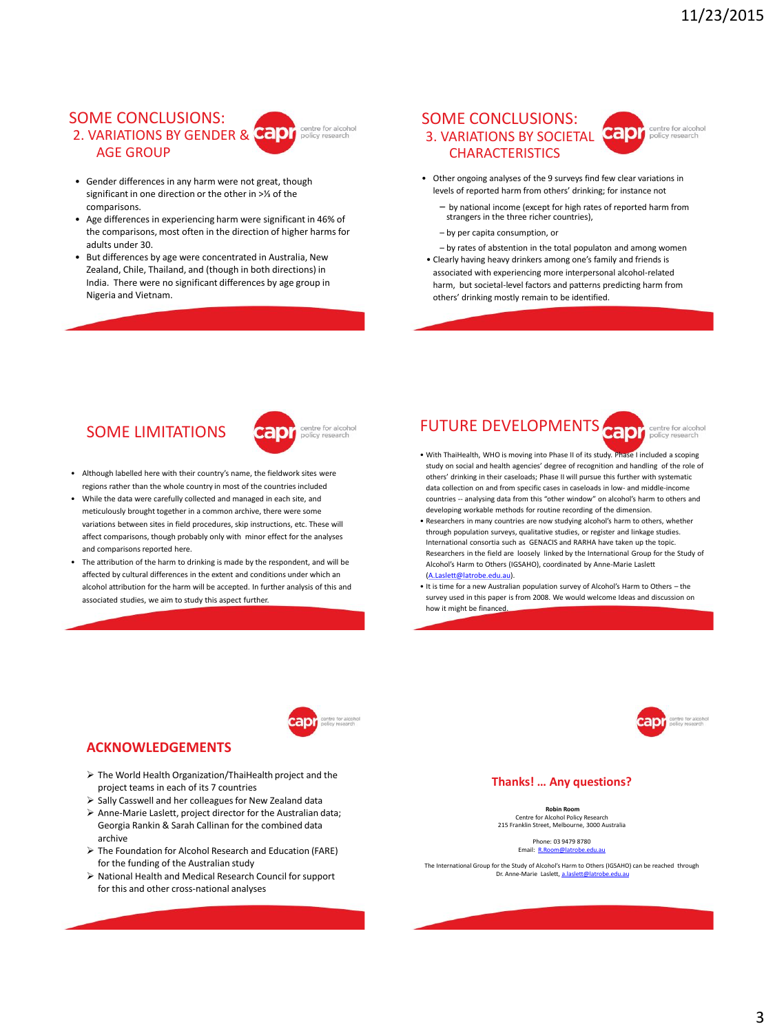## SOME CONCLUSIONS: 2. VARIATIONS BY GENDER & AGE GROUP

- Gender differences in any harm were not great, though significant in one direction or the other in >⅓ of the comparisons.
- Age differences in experiencing harm were significant in 46% of the comparisons, most often in the direction of higher harms for adults under 30.
- But differences by age were concentrated in Australia, New Zealand, Chile, Thailand, and (though in both directions) in India. There were no significant differences by age group in Nigeria and Vietnam.

## SOME CONCLUSIONS: 3. VARIATIONS BY SOCIETAL CHARACTERISTICS

- Other ongoing analyses of the 9 surveys find few clear variations in levels of reported harm from others' drinking; for instance not
  - by national income (except for high rates of reported harm from strangers in the three richer countries),
  - by per capita consumption, or
  - by rates of abstention in the total populaton and among women
- Clearly having heavy drinkers among one's family and friends is associated with experiencing more interpersonal alcohol-related harm, but societal-level factors and patterns predicting harm from others' drinking mostly remain to be identified.

## SOME LIMITATIONS

- Although labelled here with their country's name, the fieldwork sites were regions rather than the whole country in most of the countries included
- While the data were carefully collected and managed in each site, and meticulously brought together in a common archive, there were some variations between sites in field procedures, skip instructions, etc. These will affect comparisons, though probably only with minor effect for the analyses and comparisons reported here.
- The attribution of the harm to drinking is made by the respondent, and will be affected by cultural differences in the extent and conditions under which an alcohol attribution for the harm will be accepted. In further analysis of this and associated studies, we aim to study this aspect further.

## FUTURE DEVELOPMENTS

- With ThaiHealth, WHO is moving into Phase II of its study. Phase I included a scoping study on social and health agencies' degree of recognition and handling of the role of others' drinking in their caseloads; Phase II will pursue this further with systematic data collection on and from specific cases in caseloads in low- and middle-income countries -- analysing data from this "other window" on alcohol's harm to others and developing workable methods for routine recording of the dimension.
- Researchers in many countries are now studying alcohol's harm to others, whether through population surveys, qualitative studies, or register and linkage studies. International consortia such as GENACIS and RARHA have taken up the topic. Researchers in the field are loosely linked by the International Group for the Study of Alcohol's Harm to Others (IGSAHO), coordinated by Anne-Marie Laslett (A.Laslett@latrobe.edu.au).
- It is time for a new Australian population survey of Alcohol's Harm to Others – the survey used in this paper is from 2008. We would welcome ideas and discussion on how it might be financed.

## ACKNOWLEDGEMENTS

- The World Health Organization/ThaiHealth project and the project teams in each of its 7 countries
- Sally Casswell and her colleagues for New Zealand data
- Anne-Marie Laslett, project director for the Australian data; Georgia Rankin & Sarah Callinan for the combined data archive
- The Foundation for Alcohol Research and Education (FARE) for the funding of the Australian study
- National Health and Medical Research Council for support for this and other cross-national analyses

## Thanks! … Any questions?

**Robin Room**
Centre for Alcohol Policy Research
215 Franklin Street, Melbourne, 3000 Australia

Phone: 03 9479 8780
Email: R.Room@latrobe.edu.au

The International Group for the Study of Alcohol's Harm to Others (IGSAHO) can be reached through Dr. Anne-Marie Laslett, a.laslett@latrobe.edu.au